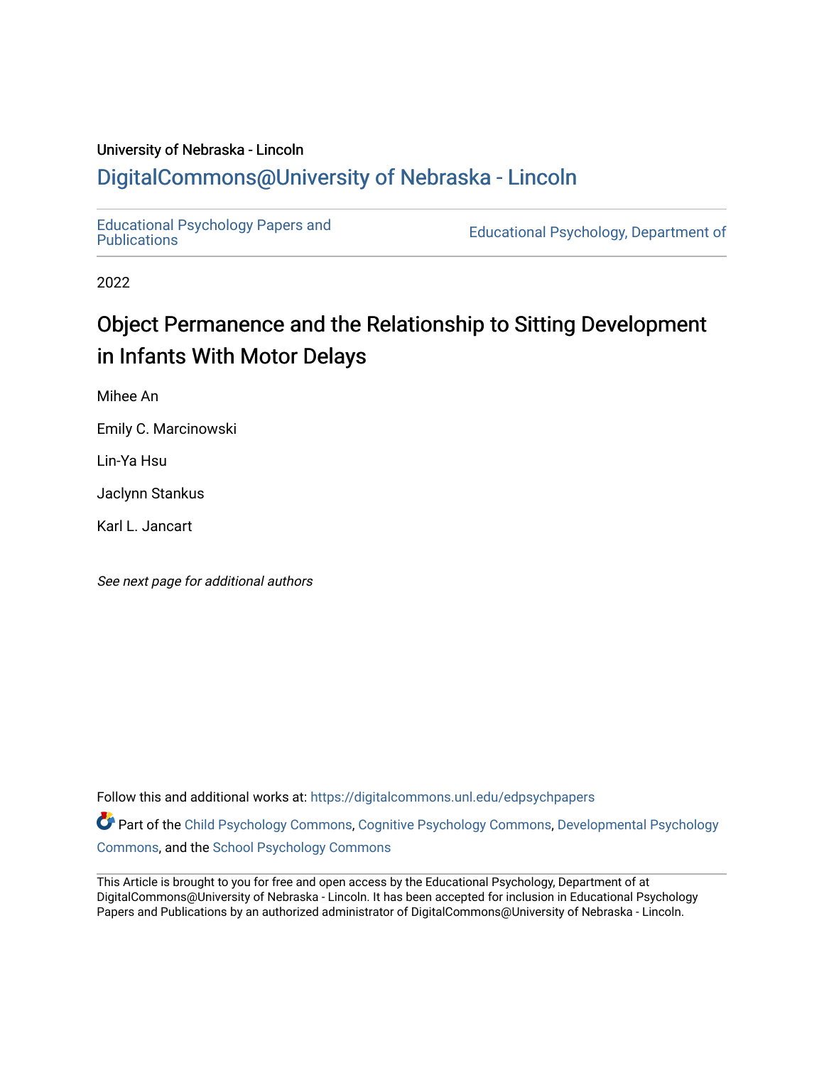University of Nebraska - Lincoln

# DigitalCommons@University of Nebraska - Lincoln

Educational Psychology Papers and Publications | Educational Psychology, Department of

2022

## Object Permanence and the Relationship to Sitting Development in Infants With Motor Delays

Mihee An

Emily C. Marcinowski

Lin-Ya Hsu

Jaclynn Stankus

Karl L. Jancart

*See next page for additional authors*

Follow this and additional works at: https://digitalcommons.unl.edu/edpsychpapers

Part of the Child Psychology Commons, Cognitive Psychology Commons, Developmental Psychology Commons, and the School Psychology Commons

This Article is brought to you for free and open access by the Educational Psychology, Department of at DigitalCommons@University of Nebraska - Lincoln. It has been accepted for inclusion in Educational Psychology Papers and Publications by an authorized administrator of DigitalCommons@University of Nebraska - Lincoln.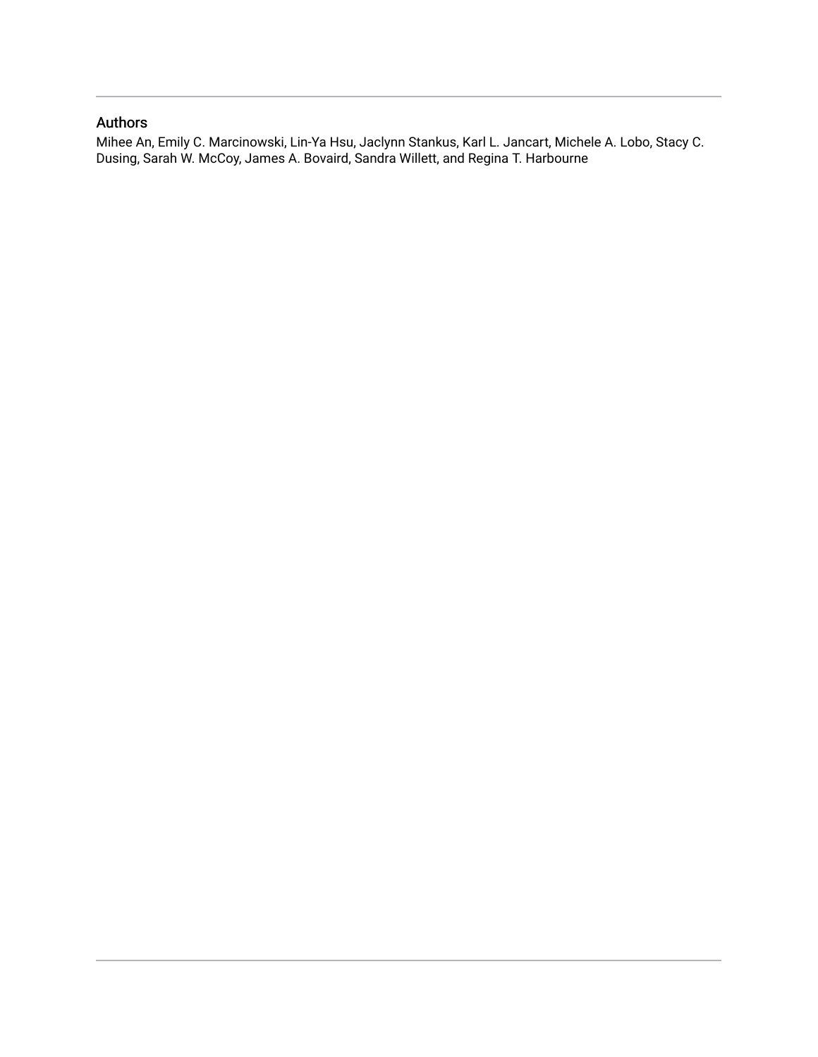## Authors

Mihee An, Emily C. Marcinowski, Lin-Ya Hsu, Jaclynn Stankus, Karl L. Jancart, Michele A. Lobo, Stacy C. Dusing, Sarah W. McCoy, James A. Bovaird, Sandra Willett, and Regina T. Harbourne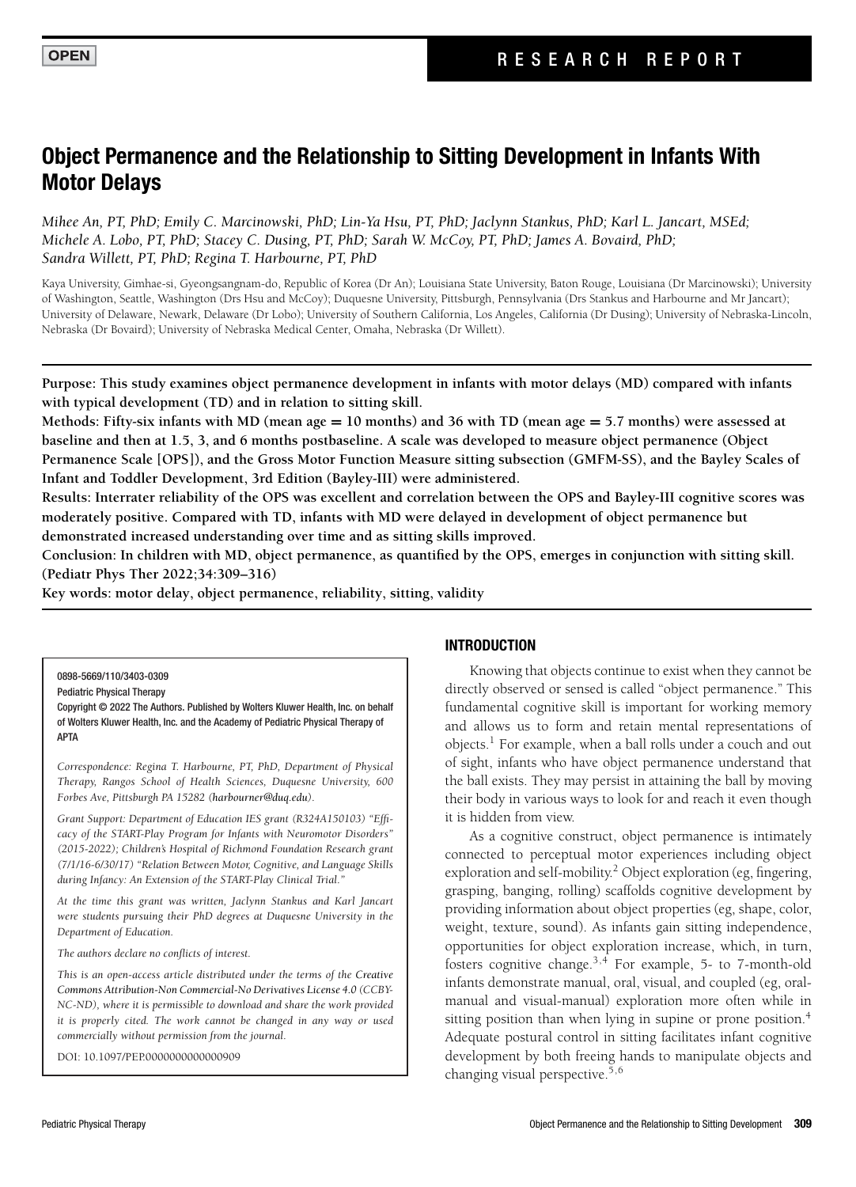OPEN

RESEARCH REPORT

# Object Permanence and the Relationship to Sitting Development in Infants With Motor Delays

*Mihee An, PT, PhD; Emily C. Marcinowski, PhD; Lin-Ya Hsu, PT, PhD; Jaclynn Stankus, PhD; Karl L. Jancart, MSEd; Michele A. Lobo, PT, PhD; Stacey C. Dusing, PT, PhD; Sarah W. McCoy, PT, PhD; James A. Bovaird, PhD; Sandra Willett, PT, PhD; Regina T. Harbourne, PT, PhD*

Kaya University, Gimhae-si, Gyeongsangnam-do, Republic of Korea (Dr An); Louisiana State University, Baton Rouge, Louisiana (Dr Marcinowski); University of Washington, Seattle, Washington (Drs Hsu and McCoy); Duquesne University, Pittsburgh, Pennsylvania (Drs Stankus and Harbourne and Mr Jancart); University of Delaware, Newark, Delaware (Dr Lobo); University of Southern California, Los Angeles, California (Dr Dusing); University of Nebraska-Lincoln, Nebraska (Dr Bovaird); University of Nebraska Medical Center, Omaha, Nebraska (Dr Willett).

**Purpose: This study examines object permanence development in infants with motor delays (MD) compared with infants with typical development (TD) and in relation to sitting skill.**
**Methods: Fifty-six infants with MD (mean age = 10 months) and 36 with TD (mean age = 5.7 months) were assessed at baseline and then at 1.5, 3, and 6 months postbaseline. A scale was developed to measure object permanence (Object Permanence Scale [OPS]), and the Gross Motor Function Measure sitting subsection (GMFM-SS), and the Bayley Scales of Infant and Toddler Development, 3rd Edition (Bayley-III) were administered.**
**Results: Interrater reliability of the OPS was excellent and correlation between the OPS and Bayley-III cognitive scores was moderately positive. Compared with TD, infants with MD were delayed in development of object permanence but demonstrated increased understanding over time and as sitting skills improved.**
**Conclusion: In children with MD, object permanence, as quantified by the OPS, emerges in conjunction with sitting skill. (Pediatr Phys Ther 2022;34:309–316)**
**Key words: motor delay, object permanence, reliability, sitting, validity**

0898-5669/110/3403-0309
Pediatric Physical Therapy
Copyright © 2022 The Authors. Published by Wolters Kluwer Health, Inc. on behalf of Wolters Kluwer Health, Inc. and the Academy of Pediatric Physical Therapy of APTA

*Correspondence: Regina T. Harbourne, PT, PhD, Department of Physical Therapy, Rangos School of Health Sciences, Duquesne University, 600 Forbes Ave, Pittsburgh PA 15282 (harbourner@duq.edu).*

*Grant Support: Department of Education IES grant (R324A150103) "Efficacy of the START-Play Program for Infants with Neuromotor Disorders" (2015-2022); Children's Hospital of Richmond Foundation Research grant (7/1/16-6/30/17) "Relation Between Motor, Cognitive, and Language Skills during Infancy: An Extension of the START-Play Clinical Trial."*

*At the time this grant was written, Jaclynn Stankus and Karl Jancart were students pursuing their PhD degrees at Duquesne University in the Department of Education.*

*The authors declare no conflicts of interest.*

*This is an open-access article distributed under the terms of the Creative Commons Attribution-Non Commercial-No Derivatives License 4.0 (CCBY-NC-ND), where it is permissible to download and share the work provided it is properly cited. The work cannot be changed in any way or used commercially without permission from the journal.*

DOI: 10.1097/PEP.0000000000000909

## INTRODUCTION

Knowing that objects continue to exist when they cannot be directly observed or sensed is called "object permanence." This fundamental cognitive skill is important for working memory and allows us to form and retain mental representations of objects.[1] For example, when a ball rolls under a couch and out of sight, infants who have object permanence understand that the ball exists. They may persist in attaining the ball by moving their body in various ways to look for and reach it even though it is hidden from view.

As a cognitive construct, object permanence is intimately connected to perceptual motor experiences including object exploration and self-mobility.[2] Object exploration (eg, fingering, grasping, banging, rolling) scaffolds cognitive development by providing information about object properties (eg, shape, color, weight, texture, sound). As infants gain sitting independence, opportunities for object exploration increase, which, in turn, fosters cognitive change.[3,4] For example, 5- to 7-month-old infants demonstrate manual, oral, visual, and coupled (eg, oral-manual and visual-manual) exploration more often while in sitting position than when lying in supine or prone position.[4] Adequate postural control in sitting facilitates infant cognitive development by both freeing hands to manipulate objects and changing visual perspective.[5,6]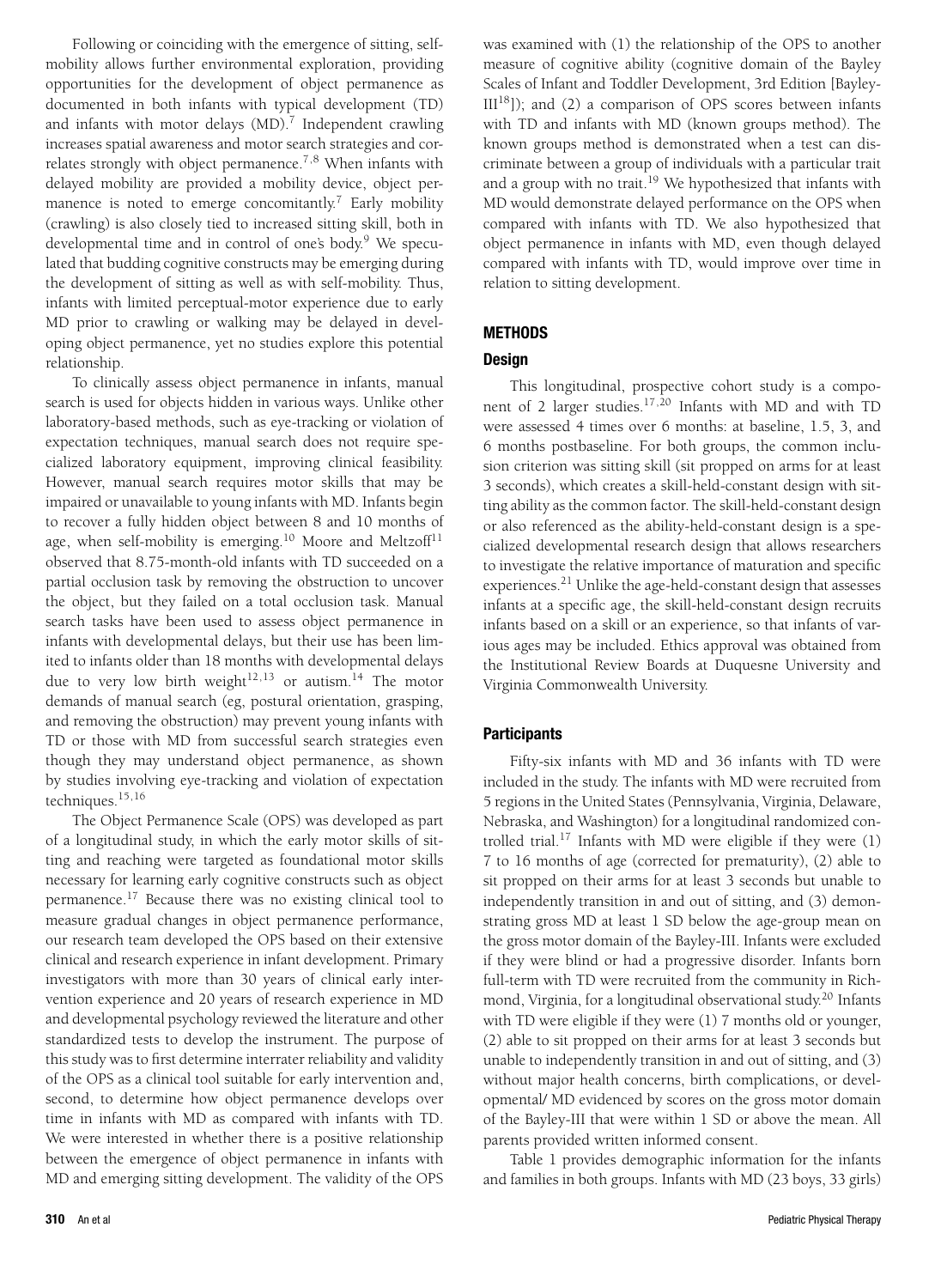Following or coinciding with the emergence of sitting, self-mobility allows further environmental exploration, providing opportunities for the development of object permanence as documented in both infants with typical development (TD) and infants with motor delays (MD).[7] Independent crawling increases spatial awareness and motor search strategies and correlates strongly with object permanence.[7,8] When infants with delayed mobility are provided a mobility device, object permanence is noted to emerge concomitantly.[7] Early mobility (crawling) is also closely tied to increased sitting skill, both in developmental time and in control of one's body.[9] We speculated that budding cognitive constructs may be emerging during the development of sitting as well as with self-mobility. Thus, infants with limited perceptual-motor experience due to early MD prior to crawling or walking may be delayed in developing object permanence, yet no studies explore this potential relationship.

To clinically assess object permanence in infants, manual search is used for objects hidden in various ways. Unlike other laboratory-based methods, such as eye-tracking or violation of expectation techniques, manual search does not require specialized laboratory equipment, improving clinical feasibility. However, manual search requires motor skills that may be impaired or unavailable to young infants with MD. Infants begin to recover a fully hidden object between 8 and 10 months of age, when self-mobility is emerging.[10] Moore and Meltzoff[11] observed that 8.75-month-old infants with TD succeeded on a partial occlusion task by removing the obstruction to uncover the object, but they failed on a total occlusion task. Manual search tasks have been used to assess object permanence in infants with developmental delays, but their use has been limited to infants older than 18 months with developmental delays due to very low birth weight[12,13] or autism.[14] The motor demands of manual search (eg, postural orientation, grasping, and removing the obstruction) may prevent young infants with TD or those with MD from successful search strategies even though they may understand object permanence, as shown by studies involving eye-tracking and violation of expectation techniques.[15,16]

The Object Permanence Scale (OPS) was developed as part of a longitudinal study, in which the early motor skills of sitting and reaching were targeted as foundational motor skills necessary for learning early cognitive constructs such as object permanence.[17] Because there was no existing clinical tool to measure gradual changes in object permanence performance, our research team developed the OPS based on their extensive clinical and research experience in infant development. Primary investigators with more than 30 years of clinical early intervention experience and 20 years of research experience in MD and developmental psychology reviewed the literature and other standardized tests to develop the instrument. The purpose of this study was to first determine interrater reliability and validity of the OPS as a clinical tool suitable for early intervention and, second, to determine how object permanence develops over time in infants with MD as compared with infants with TD. We were interested in whether there is a positive relationship between the emergence of object permanence in infants with MD and emerging sitting development. The validity of the OPS was examined with (1) the relationship of the OPS to another measure of cognitive ability (cognitive domain of the Bayley Scales of Infant and Toddler Development, 3rd Edition [Bayley-III[18]]); and (2) a comparison of OPS scores between infants with TD and infants with MD (known groups method). The known groups method is demonstrated when a test can discriminate between a group of individuals with a particular trait and a group with no trait.[19] We hypothesized that infants with MD would demonstrate delayed performance on the OPS when compared with infants with TD. We also hypothesized that object permanence in infants with MD, even though delayed compared with infants with TD, would improve over time in relation to sitting development.

## METHODS

### Design

This longitudinal, prospective cohort study is a component of 2 larger studies.[17,20] Infants with MD and with TD were assessed 4 times over 6 months: at baseline, 1.5, 3, and 6 months postbaseline. For both groups, the common inclusion criterion was sitting skill (sit propped on arms for at least 3 seconds), which creates a skill-held-constant design with sitting ability as the common factor. The skill-held-constant design or also referenced as the ability-held-constant design is a specialized developmental research design that allows researchers to investigate the relative importance of maturation and specific experiences.[21] Unlike the age-held-constant design that assesses infants at a specific age, the skill-held-constant design recruits infants based on a skill or an experience, so that infants of various ages may be included. Ethics approval was obtained from the Institutional Review Boards at Duquesne University and Virginia Commonwealth University.

### Participants

Fifty-six infants with MD and 36 infants with TD were included in the study. The infants with MD were recruited from 5 regions in the United States (Pennsylvania, Virginia, Delaware, Nebraska, and Washington) for a longitudinal randomized controlled trial.[17] Infants with MD were eligible if they were (1) 7 to 16 months of age (corrected for prematurity), (2) able to sit propped on their arms for at least 3 seconds but unable to independently transition in and out of sitting, and (3) demonstrating gross MD at least 1 SD below the age-group mean on the gross motor domain of the Bayley-III. Infants were excluded if they were blind or had a progressive disorder. Infants born full-term with TD were recruited from the community in Richmond, Virginia, for a longitudinal observational study.[20] Infants with TD were eligible if they were (1) 7 months old or younger, (2) able to sit propped on their arms for at least 3 seconds but unable to independently transition in and out of sitting, and (3) without major health concerns, birth complications, or developmental/ MD evidenced by scores on the gross motor domain of the Bayley-III that were within 1 SD or above the mean. All parents provided written informed consent.

Table 1 provides demographic information for the infants and families in both groups. Infants with MD (23 boys, 33 girls)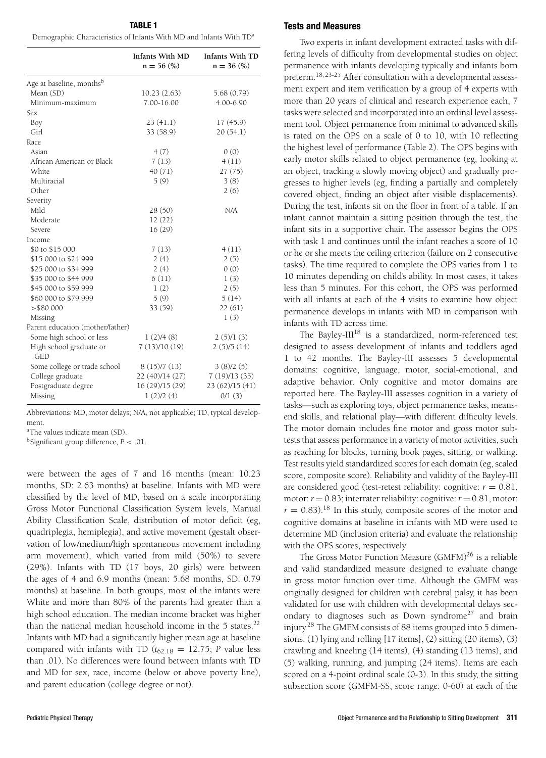**TABLE 1**

Demographic Characteristics of Infants With MD and Infants With TD[a]

| | Infants With MD n = 56 (%) | Infants With TD n = 36 (%) |
|---|---|---|
| Age at baseline, months[b] | | |
| Mean (SD) | 10.23 (2.63) | 5.68 (0.79) |
| Minimum-maximum | 7.00-16.00 | 4.00-6.90 |
| Sex | | |
| Boy | 23 (41.1) | 17 (45.9) |
| Girl | 33 (58.9) | 20 (54.1) |
| Race | | |
| Asian | 4 (7) | 0 (0) |
| African American or Black | 7 (13) | 4 (11) |
| White | 40 (71) | 27 (75) |
| Multiracial | 5 (9) | 3 (8) |
| Other | | 2 (6) |
| Severity | | |
| Mild | 28 (50) | N/A |
| Moderate | 12 (22) | |
| Severe | 16 (29) | |
| Income | | |
| $0 to $15 000 | 7 (13) | 4 (11) |
| $15 000 to $24 999 | 2 (4) | 2 (5) |
| $25 000 to $34 999 | 2 (4) | 0 (0) |
| $35 000 to $44 999 | 6 (11) | 1 (3) |
| $45 000 to $59 999 | 1 (2) | 2 (5) |
| $60 000 to $79 999 | 5 (9) | 5 (14) |
| >$80 000 | 33 (59) | 22 (61) |
| Missing | | 1 (3) |
| Parent education (mother/father) | | |
| Some high school or less | 1 (2)/4 (8) | 2 (5)/1 (3) |
| High school graduate or GED | 7 (13)/10 (19) | 2 (5)/5 (14) |
| Some college or trade school | 8 (15)/7 (13) | 3 (8)/2 (5) |
| College graduate | 22 (40)/14 (27) | 7 (19)/13 (35) |
| Postgraduate degree | 16 (29)/15 (29) | 23 (62)/15 (41) |
| Missing | 1 (2)/2 (4) | 0/1 (3) |

Abbreviations: MD, motor delays; N/A, not applicable; TD, typical development.

[a]The values indicate mean (SD).

[b]Significant group difference, $P < .01$.

were between the ages of 7 and 16 months (mean: 10.23 months, SD: 2.63 months) at baseline. Infants with MD were classified by the level of MD, based on a scale incorporating Gross Motor Functional Classification System levels, Manual Ability Classification Scale, distribution of motor deficit (eg, quadriplegia, hemiplegia), and active movement (gestalt observation of low/medium/high spontaneous movement including arm movement), which varied from mild (50%) to severe (29%). Infants with TD (17 boys, 20 girls) were between the ages of 4 and 6.9 months (mean: 5.68 months, SD: 0.79 months) at baseline. In both groups, most of the infants were White and more than 80% of the parents had greater than a high school education. The median income bracket was higher than the national median household income in the 5 states.[22] Infants with MD had a significantly higher mean age at baseline compared with infants with TD ($t_{62.18} = 12.75$; $P$ value less than .01). No differences were found between infants with TD and MD for sex, race, income (below or above poverty line), and parent education (college degree or not).

## Tests and Measures

Two experts in infant development extracted tasks with differing levels of difficulty from developmental studies on object permanence with infants developing typically and infants born preterm.[18,23-25] After consultation with a developmental assessment expert and item verification by a group of 4 experts with more than 20 years of clinical and research experience each, 7 tasks were selected and incorporated into an ordinal level assessment tool. Object permanence from minimal to advanced skills is rated on the OPS on a scale of 0 to 10, with 10 reflecting the highest level of performance (Table 2). The OPS begins with early motor skills related to object permanence (eg, looking at an object, tracking a slowly moving object) and gradually progresses to higher levels (eg, finding a partially and completely covered object, finding an object after visible displacements). During the test, infants sit on the floor in front of a table. If an infant cannot maintain a sitting position through the test, the infant sits in a supportive chair. The assessor begins the OPS with task 1 and continues until the infant reaches a score of 10 or he or she meets the ceiling criterion (failure on 2 consecutive tasks). The time required to complete the OPS varies from 1 to 10 minutes depending on child's ability. In most cases, it takes less than 5 minutes. For this cohort, the OPS was performed with all infants at each of the 4 visits to examine how object permanence develops in infants with MD in comparison with infants with TD across time.

The Bayley-III[18] is a standardized, norm-referenced test designed to assess development of infants and toddlers aged 1 to 42 months. The Bayley-III assesses 5 developmental domains: cognitive, language, motor, social-emotional, and adaptive behavior. Only cognitive and motor domains are reported here. The Bayley-III assesses cognition in a variety of tasks—such as exploring toys, object permanence tasks, means-end skills, and relational play—with different difficulty levels. The motor domain includes fine motor and gross motor subtests that assess performance in a variety of motor activities, such as reaching for blocks, turning book pages, sitting, or walking. Test results yield standardized scores for each domain (eg, scaled score, composite score). Reliability and validity of the Bayley-III are considered good (test-retest reliability: cognitive: $r = 0.81$, motor: $r = 0.83$; interrater reliability: cognitive: $r = 0.81$, motor: $r = 0.83$).[18] In this study, composite scores of the motor and cognitive domains at baseline in infants with MD were used to determine MD (inclusion criteria) and evaluate the relationship with the OPS scores, respectively.

The Gross Motor Function Measure (GMFM)[26] is a reliable and valid standardized measure designed to evaluate change in gross motor function over time. Although the GMFM was originally designed for children with cerebral palsy, it has been validated for use with children with developmental delays secondary to diagnoses such as Down syndrome[27] and brain injury.[28] The GMFM consists of 88 items grouped into 5 dimensions: (1) lying and rolling [17 items], (2) sitting (20 items), (3) crawling and kneeling (14 items), (4) standing (13 items), and (5) walking, running, and jumping (24 items). Items are each scored on a 4-point ordinal scale (0-3). In this study, the sitting subsection score (GMFM-SS, score range: 0-60) at each of the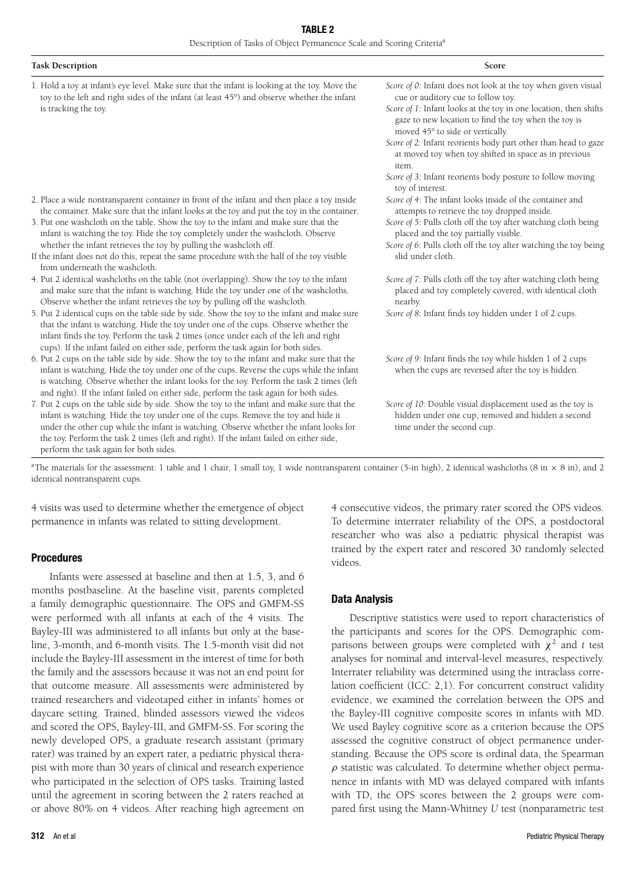**TABLE 2**

Description of Tasks of Object Permanence Scale and Scoring Criteria[a]

| Task Description | Score |
| --- | --- |
| 1. Hold a toy at infant's eye level. Make sure that the infant is looking at the toy. Move the toy to the left and right sides of the infant (at least 45°) and observe whether the infant is tracking the toy. | *Score of 0*: Infant does not look at the toy when given visual cue or auditory cue to follow toy. *Score of 1*: Infant looks at the toy in one location, then shifts gaze to new location to find the toy when the toy is moved 45° to side or vertically. *Score of 2*: Infant reorients body part other than head to gaze at moved toy when toy shifted in space as in previous item. *Score of 3*: Infant reorients body posture to follow moving toy of interest. |
| 2. Place a wide nontransparent container in front of the infant and then place a toy inside the container. Make sure that the infant looks at the toy and put the toy in the container. | *Score of 4*: The infant looks inside of the container and attempts to retrieve the toy dropped inside. |
| 3. Put one washcloth on the table. Show the toy to the infant and make sure that the infant is watching the toy. Hide the toy completely under the washcloth. Observe whether the infant retrieves the toy by pulling the washcloth off. If the infant does not do this, repeat the same procedure with the half of the toy visible from underneath the washcloth. | *Score of 5*: Pulls cloth off the toy after watching cloth being placed and the toy partially visible. *Score of 6*: Pulls cloth off the toy after watching the toy being slid under cloth. |
| 4. Put 2 identical washcloths on the table (not overlapping). Show the toy to the infant and make sure that the infant is watching. Hide the toy under one of the washcloths. Observe whether the infant retrieves the toy by pulling off the washcloth. | *Score of 7*: Pulls cloth off the toy after watching cloth being placed and toy completely covered, with identical cloth nearby. |
| 5. Put 2 identical cups on the table side by side. Show the toy to the infant and make sure that the infant is watching. Hide the toy under one of the cups. Observe whether the infant finds the toy. Perform the task 2 times (once under each of the left and right cups). If the infant failed on either side, perform the task again for both sides. | *Score of 8*: Infant finds toy hidden under 1 of 2 cups. |
| 6. Put 2 cups on the table side by side. Show the toy to the infant and make sure that the infant is watching. Hide the toy under one of the cups. Reverse the cups while the infant is watching. Observe whether the infant looks for the toy. Perform the task 2 times (left and right). If the infant failed on either side, perform the task again for both sides. | *Score of 9*: Infant finds the toy while hidden 1 of 2 cups when the cups are reversed after the toy is hidden. |
| 7. Put 2 cups on the table side by side. Show the toy to the infant and make sure that the infant is watching. Hide the toy under one of the cups. Remove the toy and hide it under the other cup while the infant is watching. Observe whether the infant looks for the toy. Perform the task 2 times (left and right). If the infant failed on either side, perform the task again for both sides. | *Score of 10*: Double visual displacement used as the toy is hidden under one cup, removed and hidden a second time under the second cup. |

[a]The materials for the assessment: 1 table and 1 chair, 1 small toy, 1 wide nontransparent container (5-in high), 2 identical washcloths (8 in × 8 in), and 2 identical nontransparent cups.

4 visits was used to determine whether the emergence of object permanence in infants was related to sitting development.

### Procedures

Infants were assessed at baseline and then at 1.5, 3, and 6 months postbaseline. At the baseline visit, parents completed a family demographic questionnaire. The OPS and GMFM-SS were performed with all infants at each of the 4 visits. The Bayley-III was administered to all infants but only at the baseline, 3-month, and 6-month visits. The 1.5-month visit did not include the Bayley-III assessment in the interest of time for both the family and the assessors because it was not an end point for that outcome measure. All assessments were administered by trained researchers and videotaped either in infants' homes or daycare setting. Trained, blinded assessors viewed the videos and scored the OPS, Bayley-III, and GMFM-SS. For scoring the newly developed OPS, a graduate research assistant (primary rater) was trained by an expert rater, a pediatric physical therapist with more than 30 years of clinical and research experience who participated in the selection of OPS tasks. Training lasted until the agreement in scoring between the 2 raters reached at or above 80% on 4 videos. After reaching high agreement on 4 consecutive videos, the primary rater scored the OPS videos. To determine interrater reliability of the OPS, a postdoctoral researcher who was also a pediatric physical therapist was trained by the expert rater and rescored 30 randomly selected videos.

### Data Analysis

Descriptive statistics were used to report characteristics of the participants and scores for the OPS. Demographic comparisons between groups were completed with $\chi^2$ and *t* test analyses for nominal and interval-level measures, respectively. Interrater reliability was determined using the intraclass correlation coefficient (ICC: 2,1). For concurrent construct validity evidence, we examined the correlation between the OPS and the Bayley-III cognitive composite scores in infants with MD. We used Bayley cognitive score as a criterion because the OPS assessed the cognitive construct of object permanence understanding. Because the OPS score is ordinal data, the Spearman $\rho$ statistic was calculated. To determine whether object permanence in infants with MD was delayed compared with infants with TD, the OPS scores between the 2 groups were compared first using the Mann-Whitney *U* test (nonparametric test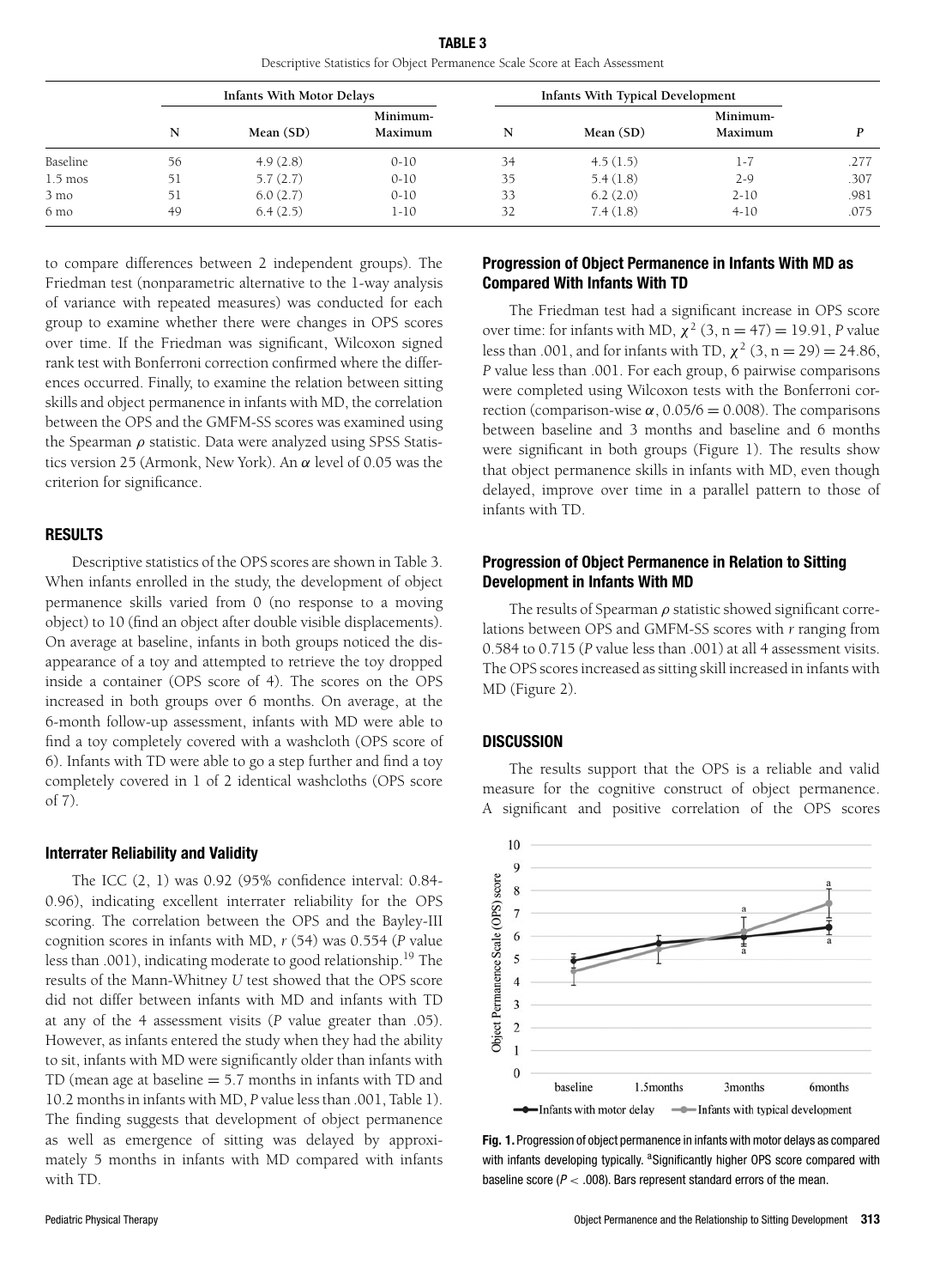**TABLE 3**

Descriptive Statistics for Object Permanence Scale Score at Each Assessment

| | Infants With Motor Delays | | | Infants With Typical Development | | | |
|---|---|---|---|---|---|---|---|
| | N | Mean (SD) | Minimum-Maximum | N | Mean (SD) | Minimum-Maximum | *P* |
| Baseline | 56 | 4.9 (2.8) | 0-10 | 34 | 4.5 (1.5) | 1-7 | .277 |
| 1.5 mos | 51 | 5.7 (2.7) | 0-10 | 35 | 5.4 (1.8) | 2-9 | .307 |
| 3 mo | 51 | 6.0 (2.7) | 0-10 | 33 | 6.2 (2.0) | 2-10 | .981 |
| 6 mo | 49 | 6.4 (2.5) | 1-10 | 32 | 7.4 (1.8) | 4-10 | .075 |

to compare differences between 2 independent groups). The Friedman test (nonparametric alternative to the 1-way analysis of variance with repeated measures) was conducted for each group to examine whether there were changes in OPS scores over time. If the Friedman was significant, Wilcoxon signed rank test with Bonferroni correction confirmed where the differences occurred. Finally, to examine the relation between sitting skills and object permanence in infants with MD, the correlation between the OPS and the GMFM-SS scores was examined using the Spearman $\rho$ statistic. Data were analyzed using SPSS Statistics version 25 (Armonk, New York). An $\alpha$ level of 0.05 was the criterion for significance.

## RESULTS

Descriptive statistics of the OPS scores are shown in Table 3. When infants enrolled in the study, the development of object permanence skills varied from 0 (no response to a moving object) to 10 (find an object after double visible displacements). On average at baseline, infants in both groups noticed the disappearance of a toy and attempted to retrieve the toy dropped inside a container (OPS score of 4). The scores on the OPS increased in both groups over 6 months. On average, at the 6-month follow-up assessment, infants with MD were able to find a toy completely covered with a washcloth (OPS score of 6). Infants with TD were able to go a step further and find a toy completely covered in 1 of 2 identical washcloths (OPS score of 7).

### Interrater Reliability and Validity

The ICC (2, 1) was 0.92 (95% confidence interval: 0.84-0.96), indicating excellent interrater reliability for the OPS scoring. The correlation between the OPS and the Bayley-III cognition scores in infants with MD, *r* (54) was 0.554 (*P* value less than .001), indicating moderate to good relationship.[19] The results of the Mann-Whitney *U* test showed that the OPS score did not differ between infants with MD and infants with TD at any of the 4 assessment visits (*P* value greater than .05). However, as infants entered the study when they had the ability to sit, infants with MD were significantly older than infants with TD (mean age at baseline = 5.7 months in infants with TD and 10.2 months in infants with MD, *P* value less than .001, Table 1). The finding suggests that development of object permanence as well as emergence of sitting was delayed by approximately 5 months in infants with MD compared with infants with TD.

### Progression of Object Permanence in Infants With MD as Compared With Infants With TD

The Friedman test had a significant increase in OPS score over time: for infants with MD, $\chi^2$ (3, n = 47) = 19.91, *P* value less than .001, and for infants with TD, $\chi^2$ (3, n = 29) = 24.86, *P* value less than .001. For each group, 6 pairwise comparisons were completed using Wilcoxon tests with the Bonferroni correction (comparison-wise $\alpha$, 0.05/6 = 0.008). The comparisons between baseline and 3 months and baseline and 6 months were significant in both groups (Figure 1). The results show that object permanence skills in infants with MD, even though delayed, improve over time in a parallel pattern to those of infants with TD.

### Progression of Object Permanence in Relation to Sitting Development in Infants With MD

The results of Spearman $\rho$ statistic showed significant correlations between OPS and GMFM-SS scores with *r* ranging from 0.584 to 0.715 (*P* value less than .001) at all 4 assessment visits. The OPS scores increased as sitting skill increased in infants with MD (Figure 2).

## DISCUSSION

The results support that the OPS is a reliable and valid measure for the cognitive construct of object permanence. A significant and positive correlation of the OPS scores

**Fig. 1.** Progression of object permanence in infants with motor delays as compared with infants developing typically. [a]Significantly higher OPS score compared with baseline score ($P < .008$). Bars represent standard errors of the mean.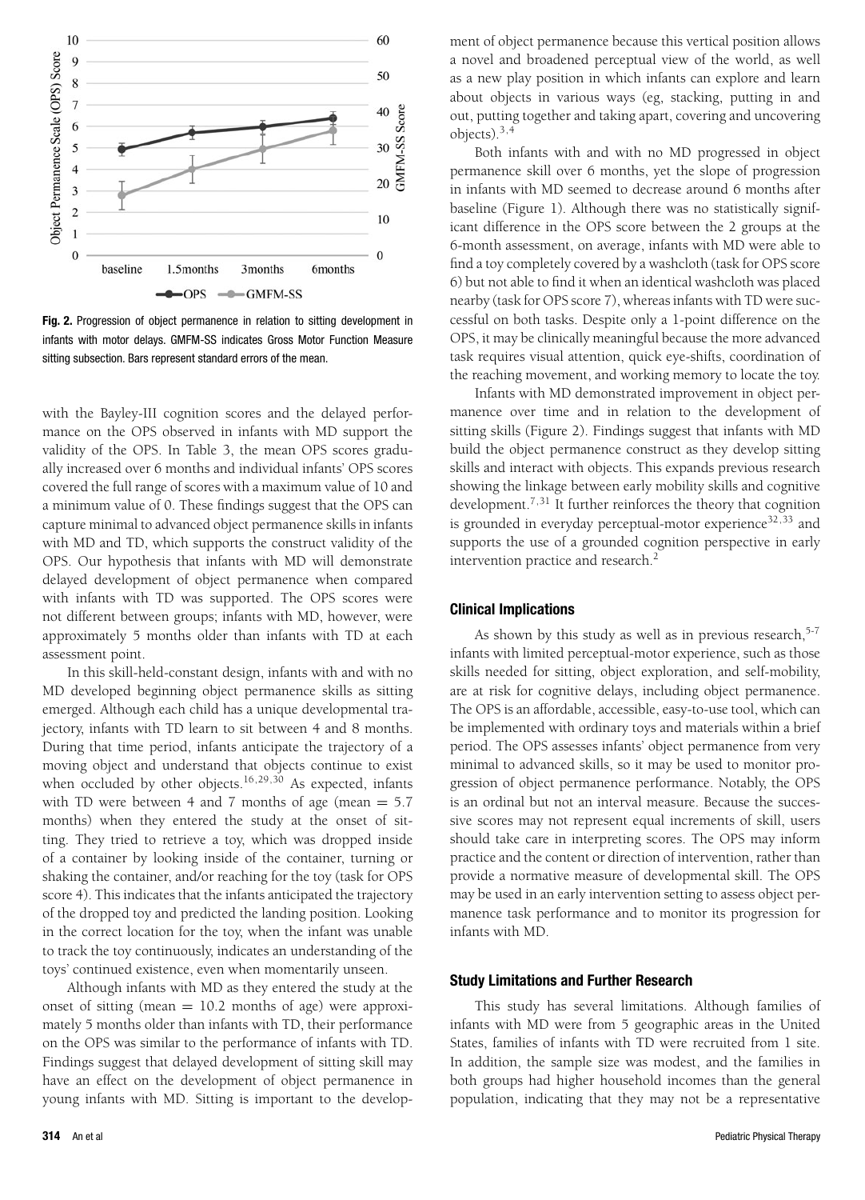Fig. 2. Progression of object permanence in relation to sitting development in infants with motor delays. GMFM-SS indicates Gross Motor Function Measure sitting subsection. Bars represent standard errors of the mean.

with the Bayley-III cognition scores and the delayed performance on the OPS observed in infants with MD support the validity of the OPS. In Table 3, the mean OPS scores gradually increased over 6 months and individual infants' OPS scores covered the full range of scores with a maximum value of 10 and a minimum value of 0. These findings suggest that the OPS can capture minimal to advanced object permanence skills in infants with MD and TD, which supports the construct validity of the OPS. Our hypothesis that infants with MD will demonstrate delayed development of object permanence when compared with infants with TD was supported. The OPS scores were not different between groups; infants with MD, however, were approximately 5 months older than infants with TD at each assessment point.

In this skill-held-constant design, infants with and with no MD developed beginning object permanence skills as sitting emerged. Although each child has a unique developmental trajectory, infants with TD learn to sit between 4 and 8 months. During that time period, infants anticipate the trajectory of a moving object and understand that objects continue to exist when occluded by other objects.[16,29,30] As expected, infants with TD were between 4 and 7 months of age (mean = 5.7 months) when they entered the study at the onset of sitting. They tried to retrieve a toy, which was dropped inside of a container by looking inside of the container, turning or shaking the container, and/or reaching for the toy (task for OPS score 4). This indicates that the infants anticipated the trajectory of the dropped toy and predicted the landing position. Looking in the correct location for the toy, when the infant was unable to track the toy continuously, indicates an understanding of the toys' continued existence, even when momentarily unseen.

Although infants with MD as they entered the study at the onset of sitting (mean = 10.2 months of age) were approximately 5 months older than infants with TD, their performance on the OPS was similar to the performance of infants with TD. Findings suggest that delayed development of sitting skill may have an effect on the development of object permanence in young infants with MD. Sitting is important to the development of object permanence because this vertical position allows a novel and broadened perceptual view of the world, as well as a new play position in which infants can explore and learn about objects in various ways (eg, stacking, putting in and out, putting together and taking apart, covering and uncovering objects).[3,4]

Both infants with and with no MD progressed in object permanence skill over 6 months, yet the slope of progression in infants with MD seemed to decrease around 6 months after baseline (Figure 1). Although there was no statistically significant difference in the OPS score between the 2 groups at the 6-month assessment, on average, infants with MD were able to find a toy completely covered by a washcloth (task for OPS score 6) but not able to find it when an identical washcloth was placed nearby (task for OPS score 7), whereas infants with TD were successful on both tasks. Despite only a 1-point difference on the OPS, it may be clinically meaningful because the more advanced task requires visual attention, quick eye-shifts, coordination of the reaching movement, and working memory to locate the toy.

Infants with MD demonstrated improvement in object permanence over time and in relation to the development of sitting skills (Figure 2). Findings suggest that infants with MD build the object permanence construct as they develop sitting skills and interact with objects. This expands previous research showing the linkage between early mobility skills and cognitive development.[7,31] It further reinforces the theory that cognition is grounded in everyday perceptual-motor experience[32,33] and supports the use of a grounded cognition perspective in early intervention practice and research.[2]

### Clinical Implications

As shown by this study as well as in previous research,[5-7] infants with limited perceptual-motor experience, such as those skills needed for sitting, object exploration, and self-mobility, are at risk for cognitive delays, including object permanence. The OPS is an affordable, accessible, easy-to-use tool, which can be implemented with ordinary toys and materials within a brief period. The OPS assesses infants' object permanence from very minimal to advanced skills, so it may be used to monitor progression of object permanence performance. Notably, the OPS is an ordinal but not an interval measure. Because the successive scores may not represent equal increments of skill, users should take care in interpreting scores. The OPS may inform practice and the content or direction of intervention, rather than provide a normative measure of developmental skill. The OPS may be used in an early intervention setting to assess object permanence task performance and to monitor its progression for infants with MD.

### Study Limitations and Further Research

This study has several limitations. Although families of infants with MD were from 5 geographic areas in the United States, families of infants with TD were recruited from 1 site. In addition, the sample size was modest, and the families in both groups had higher household incomes than the general population, indicating that they may not be a representative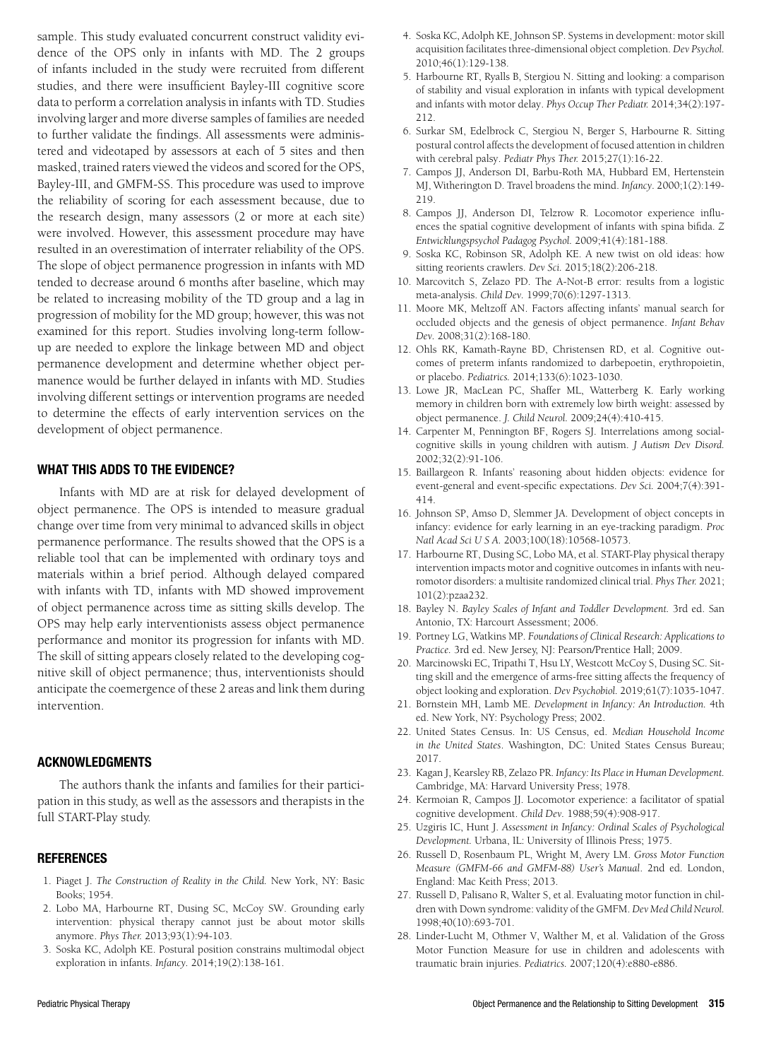sample. This study evaluated concurrent construct validity evidence of the OPS only in infants with MD. The 2 groups of infants included in the study were recruited from different studies, and there were insufficient Bayley-III cognitive score data to perform a correlation analysis in infants with TD. Studies involving larger and more diverse samples of families are needed to further validate the findings. All assessments were administered and videotaped by assessors at each of 5 sites and then masked, trained raters viewed the videos and scored for the OPS, Bayley-III, and GMFM-SS. This procedure was used to improve the reliability of scoring for each assessment because, due to the research design, many assessors (2 or more at each site) were involved. However, this assessment procedure may have resulted in an overestimation of interrater reliability of the OPS. The slope of object permanence progression in infants with MD tended to decrease around 6 months after baseline, which may be related to increasing mobility of the TD group and a lag in progression of mobility for the MD group; however, this was not examined for this report. Studies involving long-term follow-up are needed to explore the linkage between MD and object permanence development and determine whether object permanence would be further delayed in infants with MD. Studies involving different settings or intervention programs are needed to determine the effects of early intervention services on the development of object permanence.

## WHAT THIS ADDS TO THE EVIDENCE?

Infants with MD are at risk for delayed development of object permanence. The OPS is intended to measure gradual change over time from very minimal to advanced skills in object permanence performance. The results showed that the OPS is a reliable tool that can be implemented with ordinary toys and materials within a brief period. Although delayed compared with infants with TD, infants with MD showed improvement of object permanence across time as sitting skills develop. The OPS may help early interventionists assess object permanence performance and monitor its progression for infants with MD. The skill of sitting appears closely related to the developing cognitive skill of object permanence; thus, interventionists should anticipate the coemergence of these 2 areas and link them during intervention.

## ACKNOWLEDGMENTS

The authors thank the infants and families for their participation in this study, as well as the assessors and therapists in the full START-Play study.

## REFERENCES

1. Piaget J. *The Construction of Reality in the Child.* New York, NY: Basic Books; 1954.
2. Lobo MA, Harbourne RT, Dusing SC, McCoy SW. Grounding early intervention: physical therapy cannot just be about motor skills anymore. *Phys Ther.* 2013;93(1):94-103.
3. Soska KC, Adolph KE. Postural position constrains multimodal object exploration in infants. *Infancy.* 2014;19(2):138-161.
4. Soska KC, Adolph KE, Johnson SP. Systems in development: motor skill acquisition facilitates three-dimensional object completion. *Dev Psychol.* 2010;46(1):129-138.
5. Harbourne RT, Ryalls B, Stergiou N. Sitting and looking: a comparison of stability and visual exploration in infants with typical development and infants with motor delay. *Phys Occup Ther Pediatr.* 2014;34(2):197-212.
6. Surkar SM, Edelbrock C, Stergiou N, Berger S, Harbourne R. Sitting postural control affects the development of focused attention in children with cerebral palsy. *Pediatr Phys Ther.* 2015;27(1):16-22.
7. Campos JJ, Anderson DI, Barbu-Roth MA, Hubbard EM, Hertenstein MJ, Witherington D. Travel broadens the mind. *Infancy.* 2000;1(2):149-219.
8. Campos JJ, Anderson DI, Telzrow R. Locomotor experience influences the spatial cognitive development of infants with spina bifida. *Z Entwicklungspsychol Padagog Psychol.* 2009;41(4):181-188.
9. Soska KC, Robinson SR, Adolph KE. A new twist on old ideas: how sitting reorients crawlers. *Dev Sci.* 2015;18(2):206-218.
10. Marcovitch S, Zelazo PD. The A-Not-B error: results from a logistic meta-analysis. *Child Dev.* 1999;70(6):1297-1313.
11. Moore MK, Meltzoff AN. Factors affecting infants' manual search for occluded objects and the genesis of object permanence. *Infant Behav Dev.* 2008;31(2):168-180.
12. Ohls RK, Kamath-Rayne BD, Christensen RD, et al. Cognitive outcomes of preterm infants randomized to darbepoetin, erythropoietin, or placebo. *Pediatrics.* 2014;133(6):1023-1030.
13. Lowe JR, MacLean PC, Shaffer ML, Watterberg K. Early working memory in children born with extremely low birth weight: assessed by object permanence. *J. Child Neurol.* 2009;24(4):410-415.
14. Carpenter M, Pennington BF, Rogers SJ. Interrelations among social-cognitive skills in young children with autism. *J Autism Dev Disord.* 2002;32(2):91-106.
15. Baillargeon R. Infants' reasoning about hidden objects: evidence for event-general and event-specific expectations. *Dev Sci.* 2004;7(4):391-414.
16. Johnson SP, Amso D, Slemmer JA. Development of object concepts in infancy: evidence for early learning in an eye-tracking paradigm. *Proc Natl Acad Sci U S A.* 2003;100(18):10568-10573.
17. Harbourne RT, Dusing SC, Lobo MA, et al. START-Play physical therapy intervention impacts motor and cognitive outcomes in infants with neuromotor disorders: a multisite randomized clinical trial. *Phys Ther.* 2021;101(2):pzaa232.
18. Bayley N. *Bayley Scales of Infant and Toddler Development.* 3rd ed. San Antonio, TX: Harcourt Assessment; 2006.
19. Portney LG, Watkins MP. *Foundations of Clinical Research: Applications to Practice.* 3rd ed. New Jersey, NJ: Pearson/Prentice Hall; 2009.
20. Marcinowski EC, Tripathi T, Hsu LY, Westcott McCoy S, Dusing SC. Sitting skill and the emergence of arms-free sitting affects the frequency of object looking and exploration. *Dev Psychobiol.* 2019;61(7):1035-1047.
21. Bornstein MH, Lamb ME. *Development in Infancy: An Introduction.* 4th ed. New York, NY: Psychology Press; 2002.
22. United States Census. In: US Census, ed. *Median Household Income in the United States*. Washington, DC: United States Census Bureau; 2017.
23. Kagan J, Kearsley RB, Zelazo PR. *Infancy: Its Place in Human Development.* Cambridge, MA: Harvard University Press; 1978.
24. Kermoian R, Campos JJ. Locomotor experience: a facilitator of spatial cognitive development. *Child Dev.* 1988;59(4):908-917.
25. Uzgiris IC, Hunt J. *Assessment in Infancy: Ordinal Scales of Psychological Development.* Urbana, IL: University of Illinois Press; 1975.
26. Russell D, Rosenbaum PL, Wright M, Avery LM. *Gross Motor Function Measure (GMFM-66 and GMFM-88) User's Manual*. 2nd ed. London, England: Mac Keith Press; 2013.
27. Russell D, Palisano R, Walter S, et al. Evaluating motor function in children with Down syndrome: validity of the GMFM. *Dev Med Child Neurol.* 1998;40(10):693-701.
28. Linder-Lucht M, Othmer V, Walther M, et al. Validation of the Gross Motor Function Measure for use in children and adolescents with traumatic brain injuries. *Pediatrics.* 2007;120(4):e880-e886.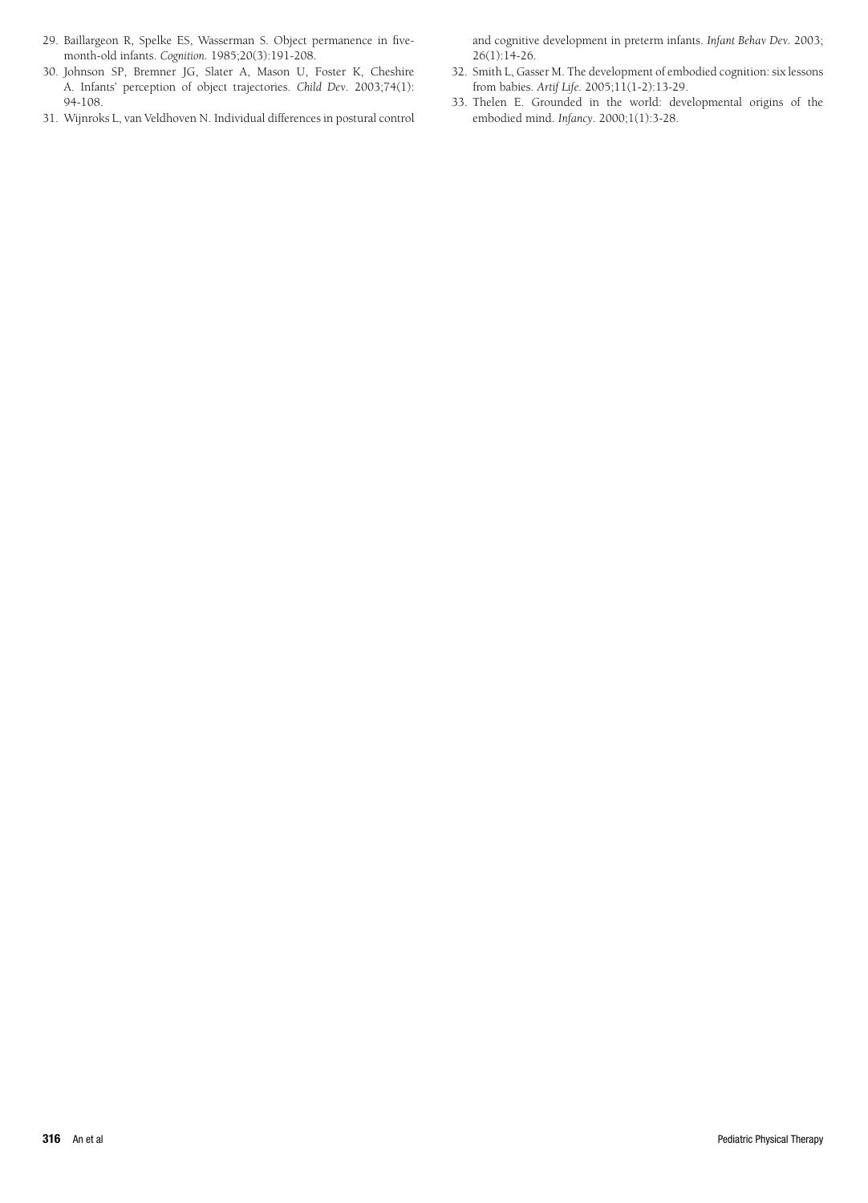29. Baillargeon R, Spelke ES, Wasserman S. Object permanence in five-month-old infants. *Cognition.* 1985;20(3):191-208.
30. Johnson SP, Bremner JG, Slater A, Mason U, Foster K, Cheshire A. Infants' perception of object trajectories. *Child Dev.* 2003;74(1): 94-108.
31. Wijnroks L, van Veldhoven N. Individual differences in postural control and cognitive development in preterm infants. *Infant Behav Dev.* 2003; 26(1):14-26.
32. Smith L, Gasser M. The development of embodied cognition: six lessons from babies. *Artif Life.* 2005;11(1-2):13-29.
33. Thelen E. Grounded in the world: developmental origins of the embodied mind. *Infancy.* 2000;1(1):3-28.